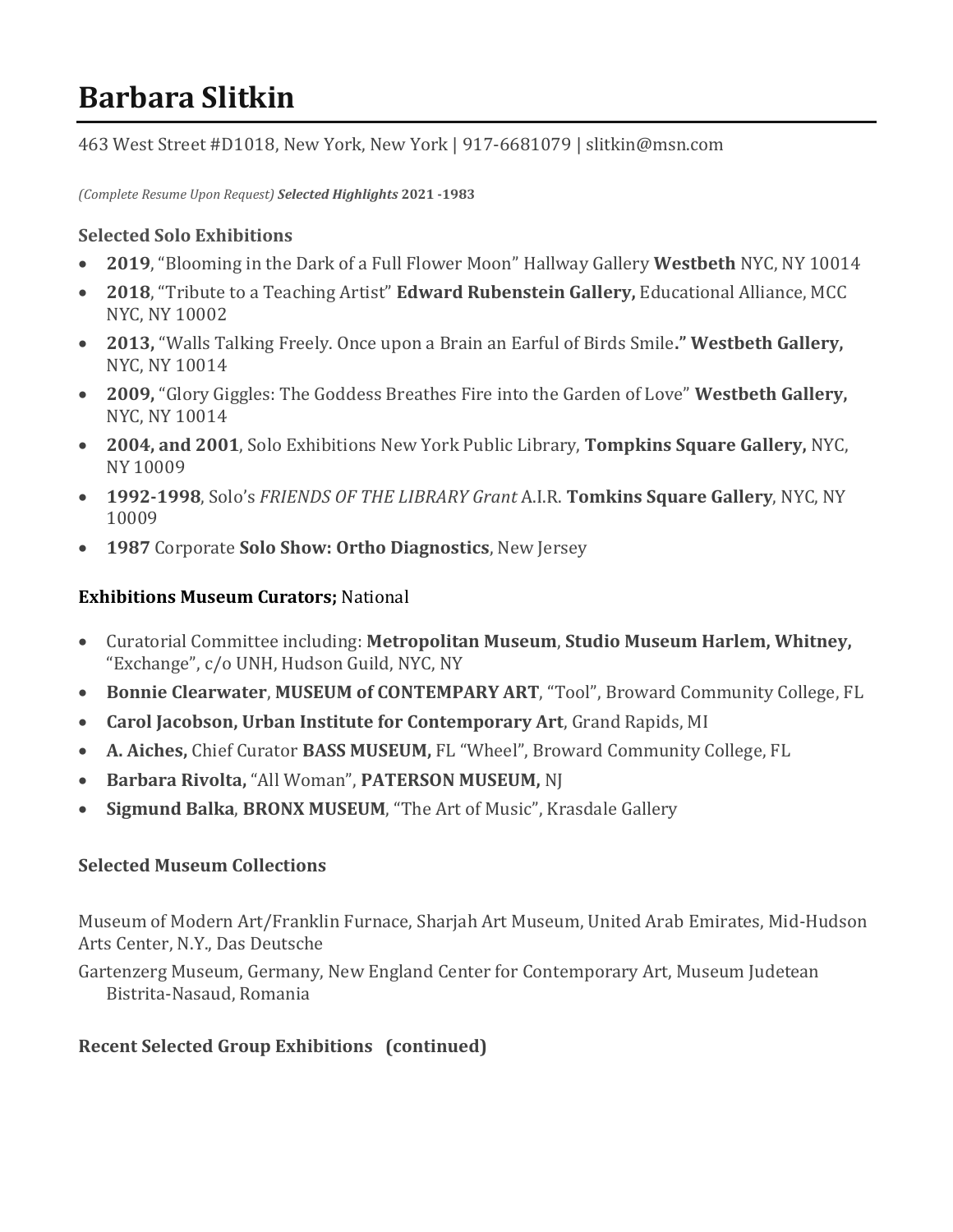# Barbara Slitkin

463 West Street #D1018, New York, New York | 917-6681079 | slitkin@msn.com

*(Complete Resume Upon Request)* ***Selected Highlights*** **2021 -1983**

### Selected Solo Exhibitions

- **2019**, "Blooming in the Dark of a Full Flower Moon" Hallway Gallery **Westbeth** NYC, NY 10014
- **2018**, "Tribute to a Teaching Artist" **Edward Rubenstein Gallery,** Educational Alliance, MCC NYC, NY 10002
- **2013,** "Walls Talking Freely. Once upon a Brain an Earful of Birds Smile**." Westbeth Gallery,** NYC, NY 10014
- **2009,** "Glory Giggles: The Goddess Breathes Fire into the Garden of Love" **Westbeth Gallery,** NYC, NY 10014
- **2004, and 2001**, Solo Exhibitions New York Public Library, **Tompkins Square Gallery,** NYC, NY 10009
- **1992-1998**, Solo's *FRIENDS OF THE LIBRARY Grant* A.I.R. **Tomkins Square Gallery**, NYC, NY 10009
- **1987** Corporate **Solo Show: Ortho Diagnostics**, New Jersey

### **Exhibitions Museum Curators;** National

- Curatorial Committee including: **Metropolitan Museum**, **Studio Museum Harlem, Whitney,** "Exchange", c/o UNH, Hudson Guild, NYC, NY
- **Bonnie Clearwater**, **MUSEUM of CONTEMPARY ART**, "Tool", Broward Community College, FL
- **Carol Jacobson, Urban Institute for Contemporary Art**, Grand Rapids, MI
- **A. Aiches,** Chief Curator **BASS MUSEUM,** FL "Wheel", Broward Community College, FL
- **Barbara Rivolta,** "All Woman", **PATERSON MUSEUM,** NJ
- **Sigmund Balka**, **BRONX MUSEUM**, "The Art of Music", Krasdale Gallery

### Selected Museum Collections

Museum of Modern Art/Franklin Furnace, Sharjah Art Museum, United Arab Emirates, Mid-Hudson Arts Center, N.Y., Das Deutsche

Gartenzerg Museum, Germany, New England Center for Contemporary Art, Museum Judetean Bistrita-Nasaud, Romania

### Recent Selected Group Exhibitions (continued)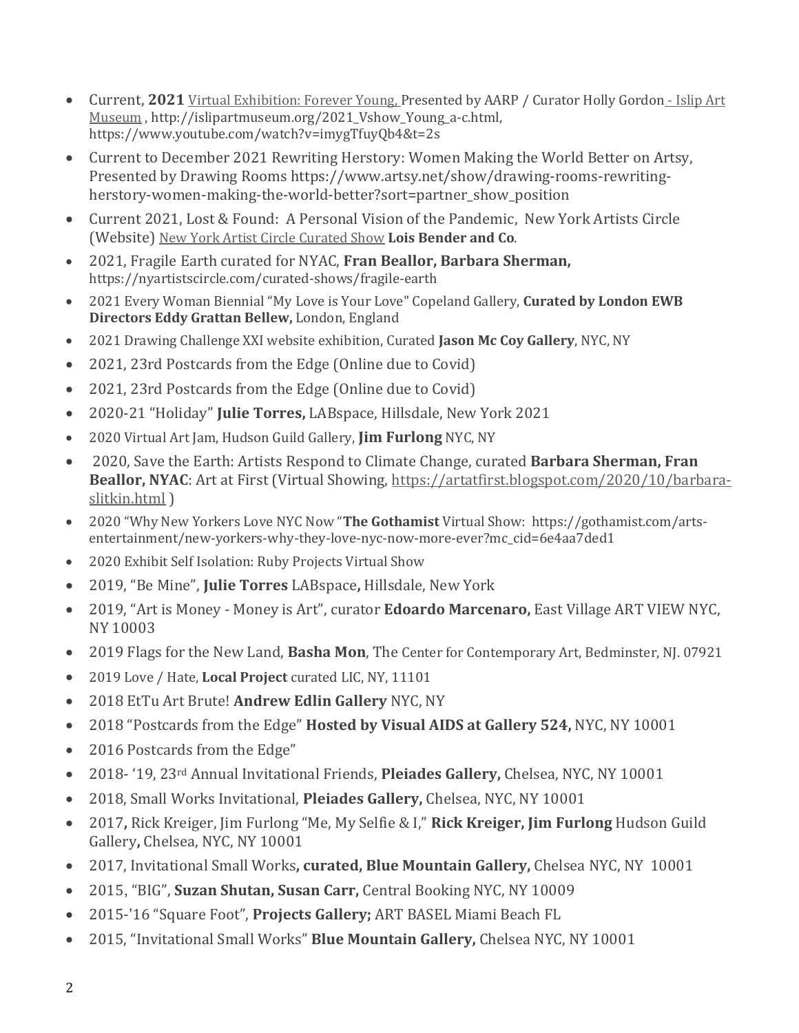- Current, **2021** Virtual Exhibition: Forever Young, Presented by AARP / Curator Holly Gordon - Islip Art Museum , http://islipartmuseum.org/2021_Vshow_Young_a-c.html, https://www.youtube.com/watch?v=imygTfuyQb4&t=2s
- Current to December 2021 Rewriting Herstory: Women Making the World Better on Artsy, Presented by Drawing Rooms https://www.artsy.net/show/drawing-rooms-rewriting-herstory-women-making-the-world-better?sort=partner_show_position
- Current 2021, Lost & Found: A Personal Vision of the Pandemic, New York Artists Circle (Website) New York Artist Circle Curated Show **Lois Bender and Co**.
- 2021, Fragile Earth curated for NYAC, **Fran Beallor, Barbara Sherman,** https://nyartistscircle.com/curated-shows/fragile-earth
- 2021 Every Woman Biennial "My Love is Your Love" Copeland Gallery, **Curated by London EWB Directors Eddy Grattan Bellew,** London, England
- 2021 Drawing Challenge XXI website exhibition, Curated **Jason Mc Coy Gallery**, NYC, NY
- 2021, 23rd Postcards from the Edge (Online due to Covid)
- 2021, 23rd Postcards from the Edge (Online due to Covid)
- 2020-21 "Holiday" **Julie Torres,** LABspace, Hillsdale, New York 2021
- 2020 Virtual Art Jam, Hudson Guild Gallery, **Jim Furlong** NYC, NY
- 2020, Save the Earth: Artists Respond to Climate Change, curated **Barbara Sherman, Fran Beallor, NYAC**: Art at First (Virtual Showing, https://artatfirst.blogspot.com/2020/10/barbara-slitkin.html )
- 2020 "Why New Yorkers Love NYC Now "**The Gothamist** Virtual Show: https://gothamist.com/arts-entertainment/new-yorkers-why-they-love-nyc-now-more-ever?mc_cid=6e4aa7ded1
- 2020 Exhibit Self Isolation: Ruby Projects Virtual Show
- 2019, "Be Mine", **Julie Torres** LABspace**,** Hillsdale, New York
- 2019, "Art is Money - Money is Art", curator **Edoardo Marcenaro,** East Village ART VIEW NYC, NY 10003
- 2019 Flags for the New Land, **Basha Mon**, The Center for Contemporary Art, Bedminster, NJ. 07921
- 2019 Love / Hate, **Local Project** curated LIC, NY, 11101
- 2018 EtTu Art Brute! **Andrew Edlin Gallery** NYC, NY
- 2018 "Postcards from the Edge" **Hosted by Visual AIDS at Gallery 524,** NYC, NY 10001
- 2016 Postcards from the Edge"
- 2018- '19, 23rd Annual Invitational Friends, **Pleiades Gallery,** Chelsea, NYC, NY 10001
- 2018, Small Works Invitational, **Pleiades Gallery,** Chelsea, NYC, NY 10001
- 2017**,** Rick Kreiger, Jim Furlong "Me, My Selfie & I," **Rick Kreiger, Jim Furlong** Hudson Guild Gallery**,** Chelsea, NYC, NY 10001
- 2017, Invitational Small Works**, curated, Blue Mountain Gallery,** Chelsea NYC, NY 10001
- 2015, "BIG", **Suzan Shutan, Susan Carr,** Central Booking NYC, NY 10009
- 2015-'16 "Square Foot", **Projects Gallery;** ART BASEL Miami Beach FL
- 2015, "Invitational Small Works" **Blue Mountain Gallery,** Chelsea NYC, NY 10001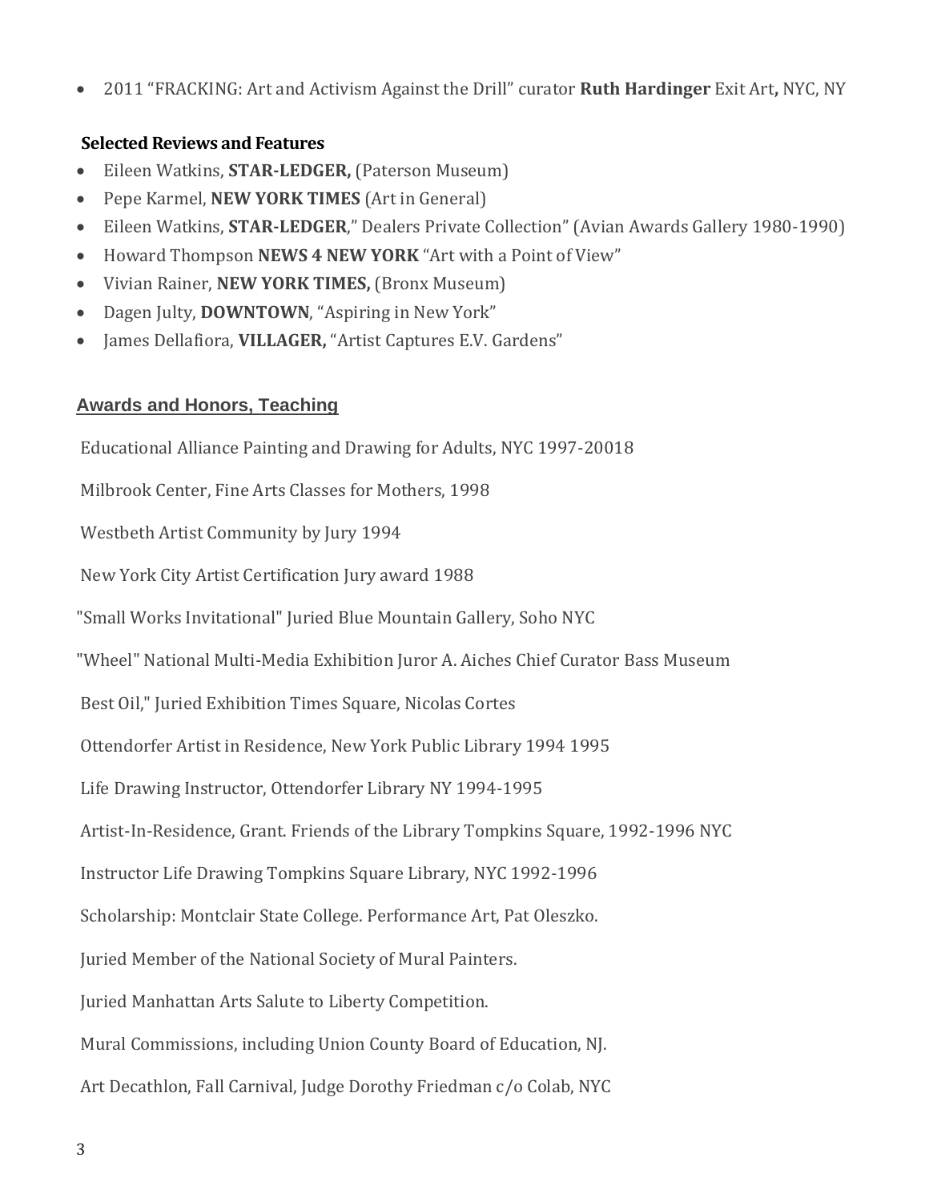- 2011 “FRACKING: Art and Activism Against the Drill” curator **Ruth Hardinger** Exit Art**,** NYC, NY

**Selected Reviews and Features**

- Eileen Watkins, **STAR-LEDGER,** (Paterson Museum)
- Pepe Karmel, **NEW YORK TIMES** (Art in General)
- Eileen Watkins, **STAR-LEDGER**,” Dealers Private Collection” (Avian Awards Gallery 1980-1990)
- Howard Thompson **NEWS 4 NEW YORK** “Art with a Point of View”
- Vivian Rainer, **NEW YORK TIMES,** (Bronx Museum)
- Dagen Julty, **DOWNTOWN**, “Aspiring in New York”
- James Dellafiora, **VILLAGER,** “Artist Captures E.V. Gardens”

## Awards and Honors, Teaching

Educational Alliance Painting and Drawing for Adults, NYC 1997-20018

Milbrook Center, Fine Arts Classes for Mothers, 1998

Westbeth Artist Community by Jury 1994

New York City Artist Certification Jury award 1988

"Small Works Invitational" Juried Blue Mountain Gallery, Soho NYC

"Wheel" National Multi-Media Exhibition Juror A. Aiches Chief Curator Bass Museum

Best Oil," Juried Exhibition Times Square, Nicolas Cortes

Ottendorfer Artist in Residence, New York Public Library 1994 1995

Life Drawing Instructor, Ottendorfer Library NY 1994-1995

Artist-In-Residence, Grant. Friends of the Library Tompkins Square, 1992-1996 NYC

Instructor Life Drawing Tompkins Square Library, NYC 1992-1996

Scholarship: Montclair State College. Performance Art, Pat Oleszko.

Juried Member of the National Society of Mural Painters.

Juried Manhattan Arts Salute to Liberty Competition.

Mural Commissions, including Union County Board of Education, NJ.

Art Decathlon, Fall Carnival, Judge Dorothy Friedman c/o Colab, NYC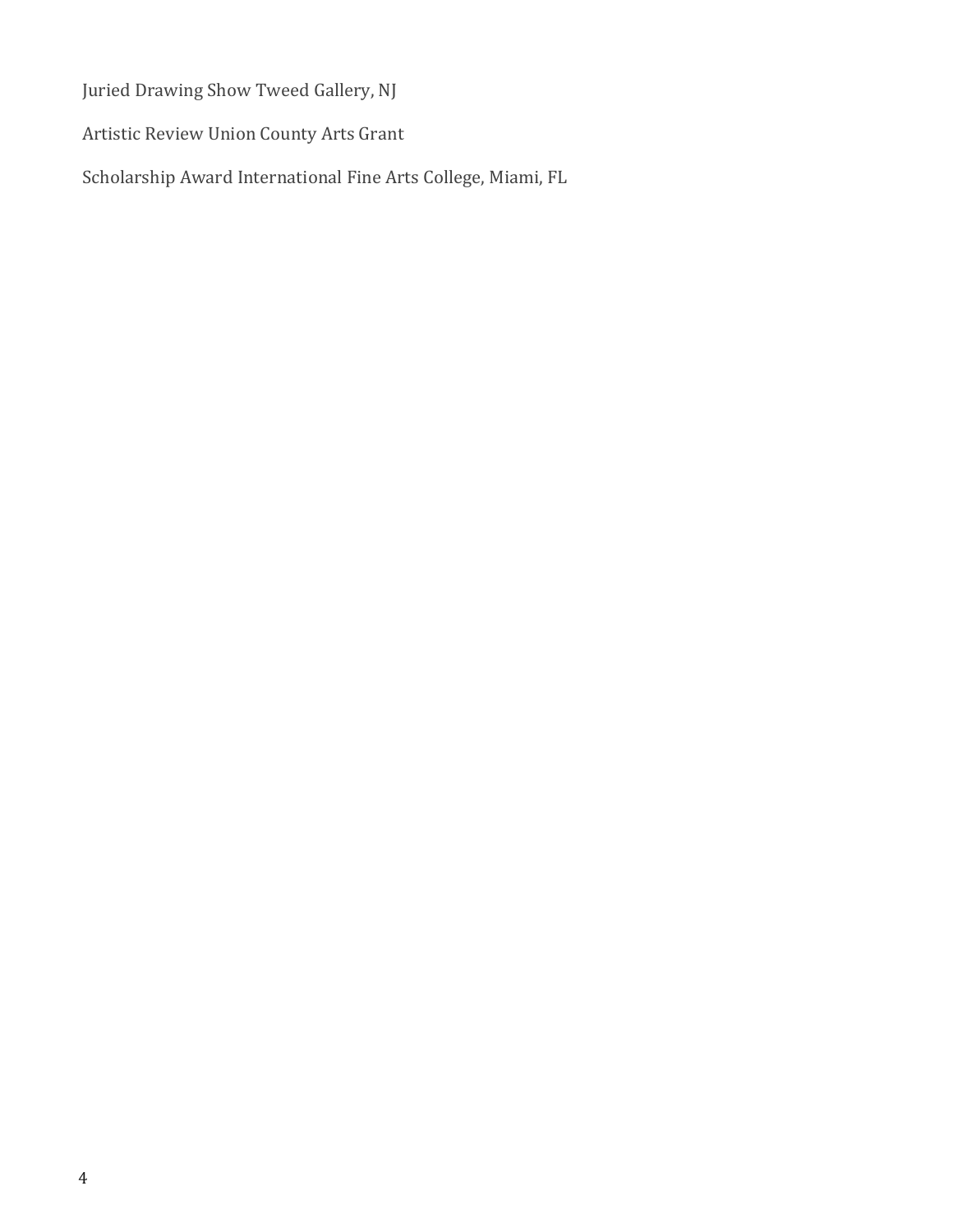Juried Drawing Show Tweed Gallery, NJ

Artistic Review Union County Arts Grant

Scholarship Award International Fine Arts College, Miami, FL